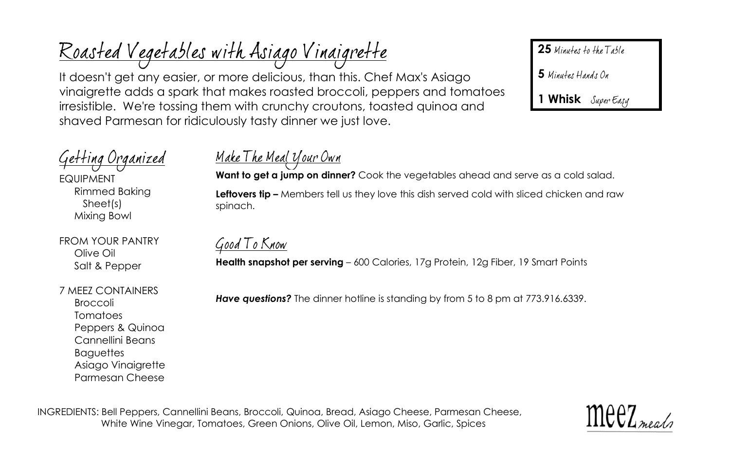# Roasted Vegetables with Asiago Vinaigrette

It doesn't get any easier, or more delicious, than this. Chef Max's Asiago vinaigrette adds a spark that makes roasted broccoli, peppers and tomatoes irresistible. We're tossing them with crunchy croutons, toasted quinoa and shaved Parmesan for ridiculously tasty dinner we just love.

**25** Minutes to the Table

**5** Minutes Hands On

**1 Whisk** Super Easy

## Getting Organized

EQUIPMENT
- Rimmed Baking Sheet(s)
- Mixing Bowl

FROM YOUR PANTRY
- Olive Oil
- Salt & Pepper

7 MEEZ CONTAINERS
- Broccoli
- Tomatoes
- Peppers & Quinoa
- Cannellini Beans
- Baguettes
- Asiago Vinaigrette
- Parmesan Cheese

## Make The Meal Your Own

**Want to get a jump on dinner?** Cook the vegetables ahead and serve as a cold salad.

**Leftovers tip –** Members tell us they love this dish served cold with sliced chicken and raw spinach.

## Good To Know

**Health snapshot per serving** – 600 Calories, 17g Protein, 12g Fiber, 19 Smart Points

***Have questions?*** The dinner hotline is standing by from 5 to 8 pm at 773.916.6339.

INGREDIENTS: Bell Peppers, Cannellini Beans, Broccoli, Quinoa, Bread, Asiago Cheese, Parmesan Cheese, White Wine Vinegar, Tomatoes, Green Onions, Olive Oil, Lemon, Miso, Garlic, Spices

meez meals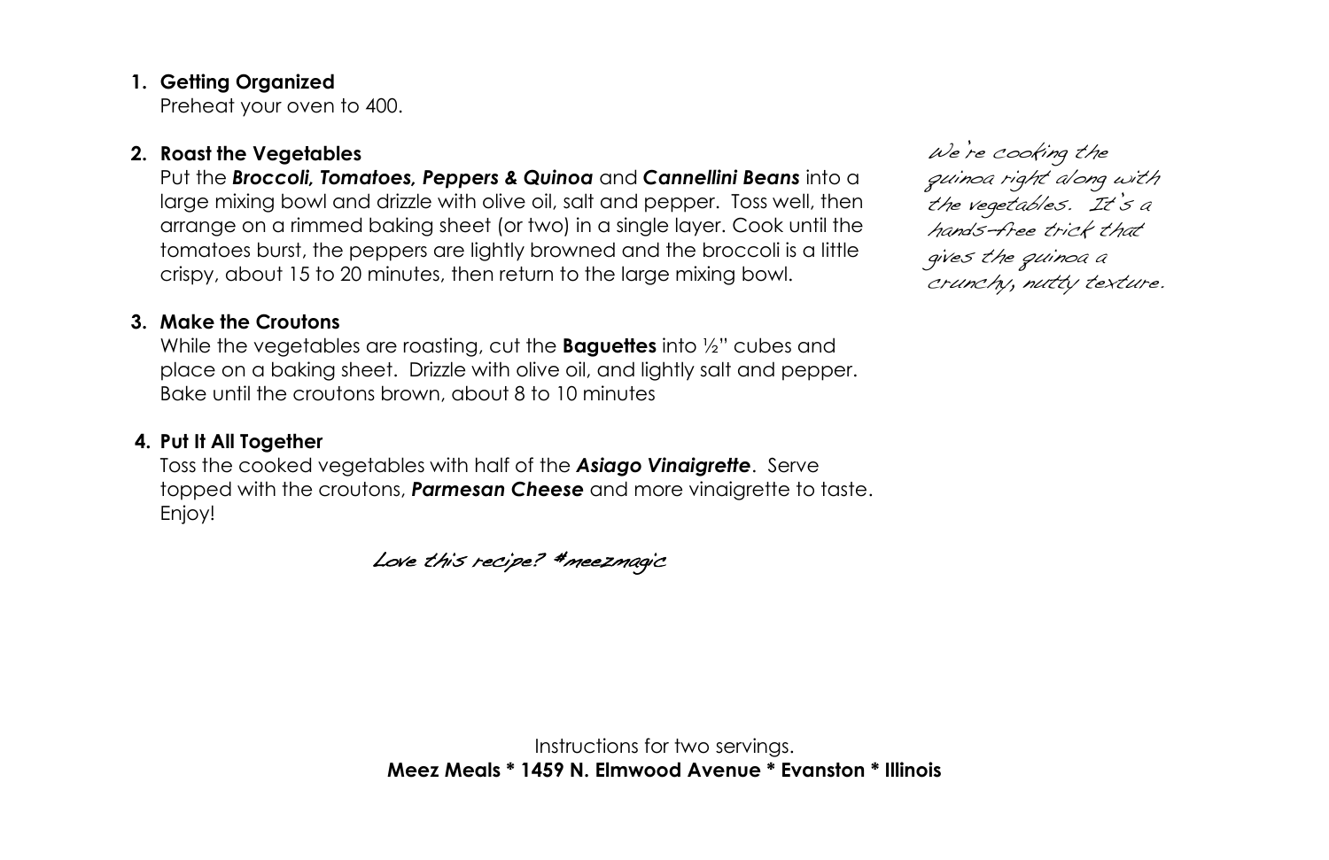1. **Getting Organized**
   Preheat your oven to 400.

2. **Roast the Vegetables**
   Put the ***Broccoli, Tomatoes, Peppers & Quinoa*** and ***Cannellini Beans*** into a large mixing bowl and drizzle with olive oil, salt and pepper. Toss well, then arrange on a rimmed baking sheet (or two) in a single layer. Cook until the tomatoes burst, the peppers are lightly browned and the broccoli is a little crispy, about 15 to 20 minutes, then return to the large mixing bowl.

*We're cooking the quinoa right along with the vegetables. It's a hands-free trick that gives the quinoa a crunchy, nutty texture.*

3. **Make the Croutons**
   While the vegetables are roasting, cut the **Baguettes** into ½" cubes and place on a baking sheet. Drizzle with olive oil, and lightly salt and pepper. Bake until the croutons brown, about 8 to 10 minutes

4. **Put It All Together**
   Toss the cooked vegetables with half of the ***Asiago Vinaigrette***. Serve topped with the croutons, ***Parmesan Cheese*** and more vinaigrette to taste. Enjoy!

*Love this recipe? #meezmagic*

Instructions for two servings.

**Meez Meals * 1459 N. Elmwood Avenue * Evanston * Illinois**